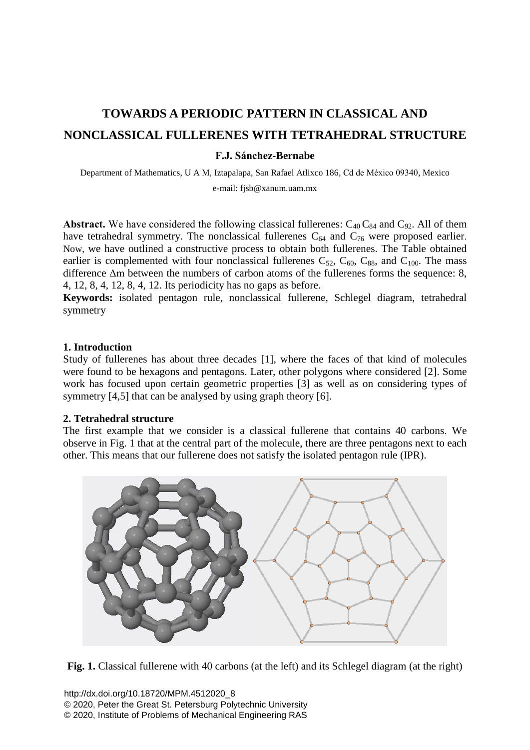# TOWARDS A PERIODIC PATTERN IN CLASSICAL AND NONCLASSICAL FULLERENES WITH TETRAHEDRAL STRUCTURE

**F.J. Sánchez-Bernabe**

Department of Mathematics, U A M, Iztapalapa, San Rafael Atlixco 186, Cd de México 09340, Mexico

e-mail: fjsb@xanum.uam.mx

**Abstract.** We have considered the following classical fullerenes: $C_{40}$ $C_{84}$ and $C_{92}$. All of them have tetrahedral symmetry. The nonclassical fullerenes $C_{64}$ and $C_{76}$ were proposed earlier. Now, we have outlined a constructive process to obtain both fullerenes. The Table obtained earlier is complemented with four nonclassical fullerenes $C_{52}$, $C_{60}$, $C_{88}$, and $C_{100}$. The mass difference $\Delta$m between the numbers of carbon atoms of the fullerenes forms the sequence: 8, 4, 12, 8, 4, 12, 8, 4, 12. Its periodicity has no gaps as before.

**Keywords:** isolated pentagon rule, nonclassical fullerene, Schlegel diagram, tetrahedral symmetry

## 1. Introduction

Study of fullerenes has about three decades [1], where the faces of that kind of molecules were found to be hexagons and pentagons. Later, other polygons where considered [2]. Some work has focused upon certain geometric properties [3] as well as on considering types of symmetry [4,5] that can be analysed by using graph theory [6].

## 2. Tetrahedral structure

The first example that we consider is a classical fullerene that contains 40 carbons. We observe in Fig. 1 that at the central part of the molecule, there are three pentagons next to each other. This means that our fullerene does not satisfy the isolated pentagon rule (IPR).

**Fig. 1.** Classical fullerene with 40 carbons (at the left) and its Schlegel diagram (at the right)

http://dx.doi.org/10.18720/MPM.4512020_8
© 2020, Peter the Great St. Petersburg Polytechnic University
© 2020, Institute of Problems of Mechanical Engineering RAS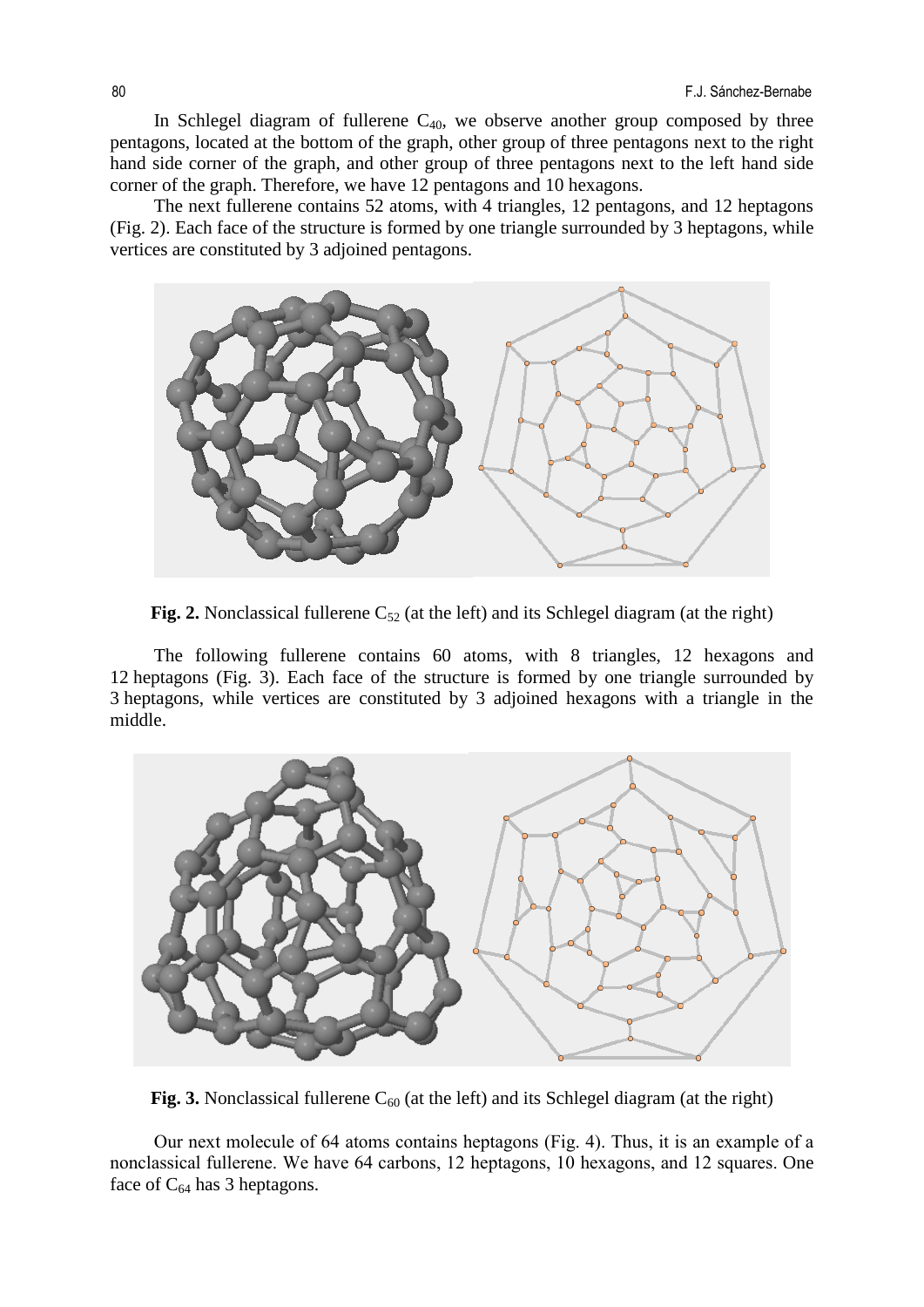In Schlegel diagram of fullerene $C_{40}$, we observe another group composed by three pentagons, located at the bottom of the graph, other group of three pentagons next to the right hand side corner of the graph, and other group of three pentagons next to the left hand side corner of the graph. Therefore, we have 12 pentagons and 10 hexagons.

The next fullerene contains 52 atoms, with 4 triangles, 12 pentagons, and 12 heptagons (Fig. 2). Each face of the structure is formed by one triangle surrounded by 3 heptagons, while vertices are constituted by 3 adjoined pentagons.

**Fig. 2.** Nonclassical fullerene $C_{52}$ (at the left) and its Schlegel diagram (at the right)

The following fullerene contains 60 atoms, with 8 triangles, 12 hexagons and 12 heptagons (Fig. 3). Each face of the structure is formed by one triangle surrounded by 3 heptagons, while vertices are constituted by 3 adjoined hexagons with a triangle in the middle.

**Fig. 3.** Nonclassical fullerene $C_{60}$ (at the left) and its Schlegel diagram (at the right)

Our next molecule of 64 atoms contains heptagons (Fig. 4). Thus, it is an example of a nonclassical fullerene. We have 64 carbons, 12 heptagons, 10 hexagons, and 12 squares. One face of $C_{64}$ has 3 heptagons.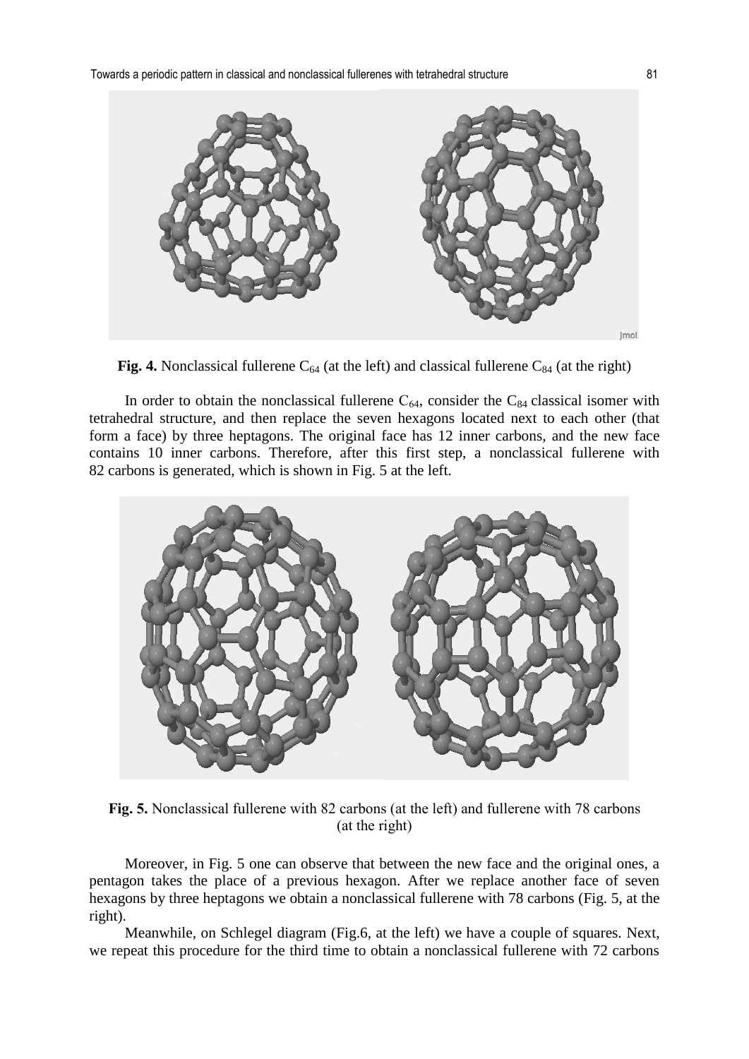**Fig. 4.** Nonclassical fullerene $C_{64}$ (at the left) and classical fullerene $C_{84}$ (at the right)

In order to obtain the nonclassical fullerene $C_{64}$, consider the $C_{84}$ classical isomer with tetrahedral structure, and then replace the seven hexagons located next to each other (that form a face) by three heptagons. The original face has 12 inner carbons, and the new face contains 10 inner carbons. Therefore, after this first step, a nonclassical fullerene with 82 carbons is generated, which is shown in Fig. 5 at the left.

**Fig. 5.** Nonclassical fullerene with 82 carbons (at the left) and fullerene with 78 carbons (at the right)

Moreover, in Fig. 5 one can observe that between the new face and the original ones, a pentagon takes the place of a previous hexagon. After we replace another face of seven hexagons by three heptagons we obtain a nonclassical fullerene with 78 carbons (Fig. 5, at the right).

Meanwhile, on Schlegel diagram (Fig.6, at the left) we have a couple of squares. Next, we repeat this procedure for the third time to obtain a nonclassical fullerene with 72 carbons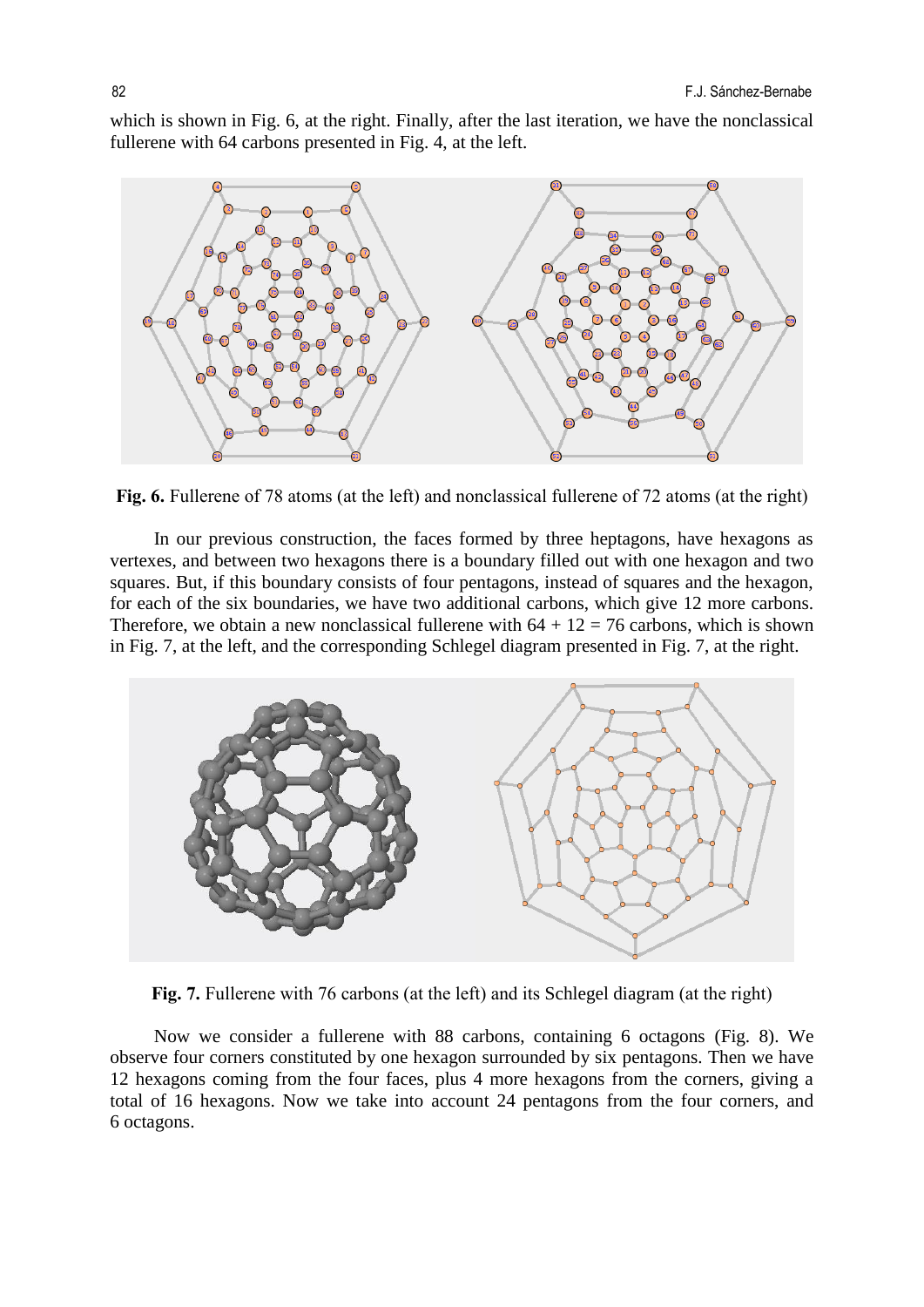which is shown in Fig. 6, at the right. Finally, after the last iteration, we have the nonclassical fullerene with 64 carbons presented in Fig. 4, at the left.

**Fig. 6.** Fullerene of 78 atoms (at the left) and nonclassical fullerene of 72 atoms (at the right)

In our previous construction, the faces formed by three heptagons, have hexagons as vertexes, and between two hexagons there is a boundary filled out with one hexagon and two squares. But, if this boundary consists of four pentagons, instead of squares and the hexagon, for each of the six boundaries, we have two additional carbons, which give 12 more carbons. Therefore, we obtain a new nonclassical fullerene with 64 + 12 = 76 carbons, which is shown in Fig. 7, at the left, and the corresponding Schlegel diagram presented in Fig. 7, at the right.

**Fig. 7.** Fullerene with 76 carbons (at the left) and its Schlegel diagram (at the right)

Now we consider a fullerene with 88 carbons, containing 6 octagons (Fig. 8). We observe four corners constituted by one hexagon surrounded by six pentagons. Then we have 12 hexagons coming from the four faces, plus 4 more hexagons from the corners, giving a total of 16 hexagons. Now we take into account 24 pentagons from the four corners, and 6 octagons.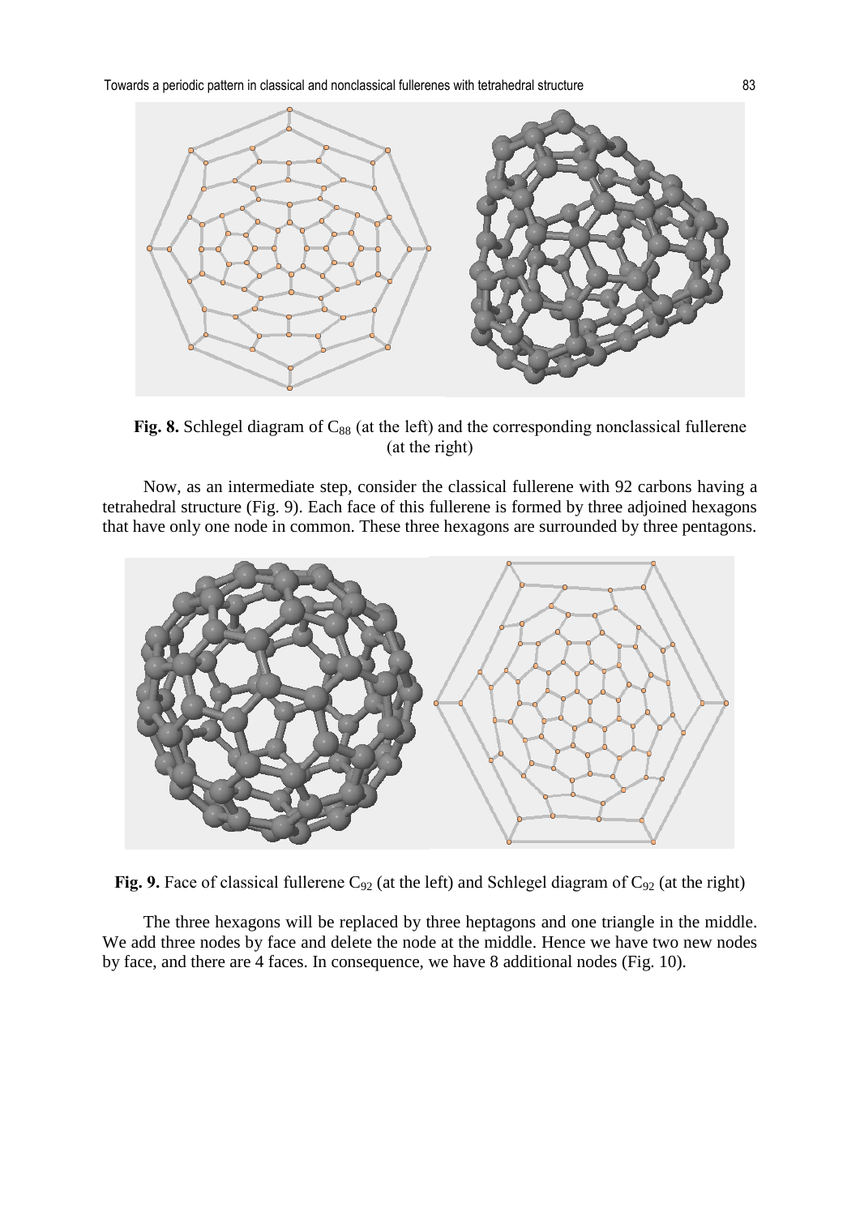**Fig. 8.** Schlegel diagram of $C_{88}$ (at the left) and the corresponding nonclassical fullerene (at the right)

Now, as an intermediate step, consider the classical fullerene with 92 carbons having a tetrahedral structure (Fig. 9). Each face of this fullerene is formed by three adjoined hexagons that have only one node in common. These three hexagons are surrounded by three pentagons.

**Fig. 9.** Face of classical fullerene $C_{92}$ (at the left) and Schlegel diagram of $C_{92}$ (at the right)

The three hexagons will be replaced by three heptagons and one triangle in the middle. We add three nodes by face and delete the node at the middle. Hence we have two new nodes by face, and there are 4 faces. In consequence, we have 8 additional nodes (Fig. 10).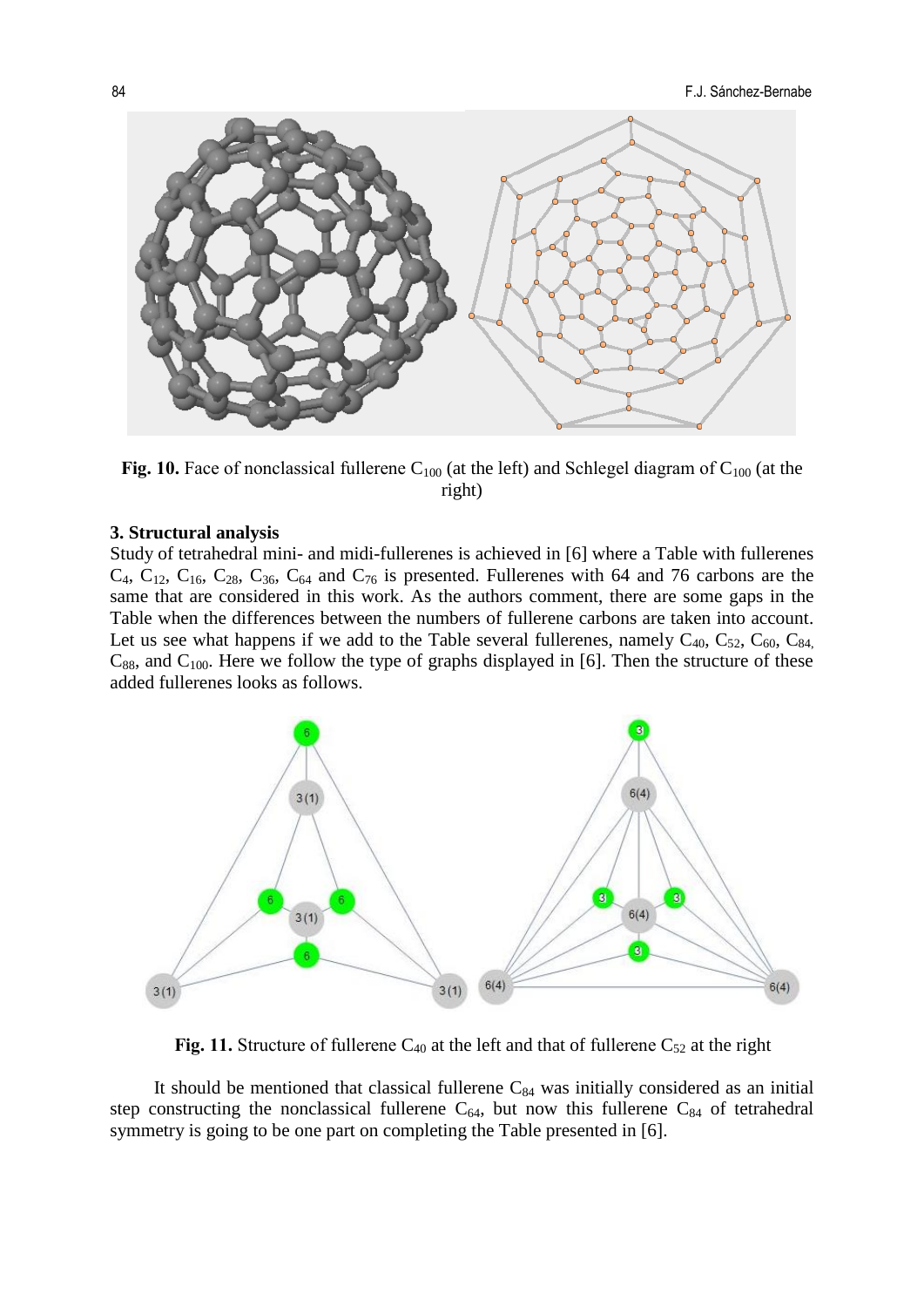**Fig. 10.** Face of nonclassical fullerene $C_{100}$ (at the left) and Schlegel diagram of $C_{100}$ (at the right)

### 3. Structural analysis

Study of tetrahedral mini- and midi-fullerenes is achieved in [6] where a Table with fullerenes $C_4$, $C_{12}$, $C_{16}$, $C_{28}$, $C_{36}$, $C_{64}$ and $C_{76}$ is presented. Fullerenes with 64 and 76 carbons are the same that are considered in this work. As the authors comment, there are some gaps in the Table when the differences between the numbers of fullerene carbons are taken into account. Let us see what happens if we add to the Table several fullerenes, namely $C_{40}$, $C_{52}$, $C_{60}$, $C_{84}$, $C_{88}$, and $C_{100}$. Here we follow the type of graphs displayed in [6]. Then the structure of these added fullerenes looks as follows.

**Fig. 11.** Structure of fullerene $C_{40}$ at the left and that of fullerene $C_{52}$ at the right

It should be mentioned that classical fullerene $C_{84}$ was initially considered as an initial step constructing the nonclassical fullerene $C_{64}$, but now this fullerene $C_{84}$ of tetrahedral symmetry is going to be one part on completing the Table presented in [6].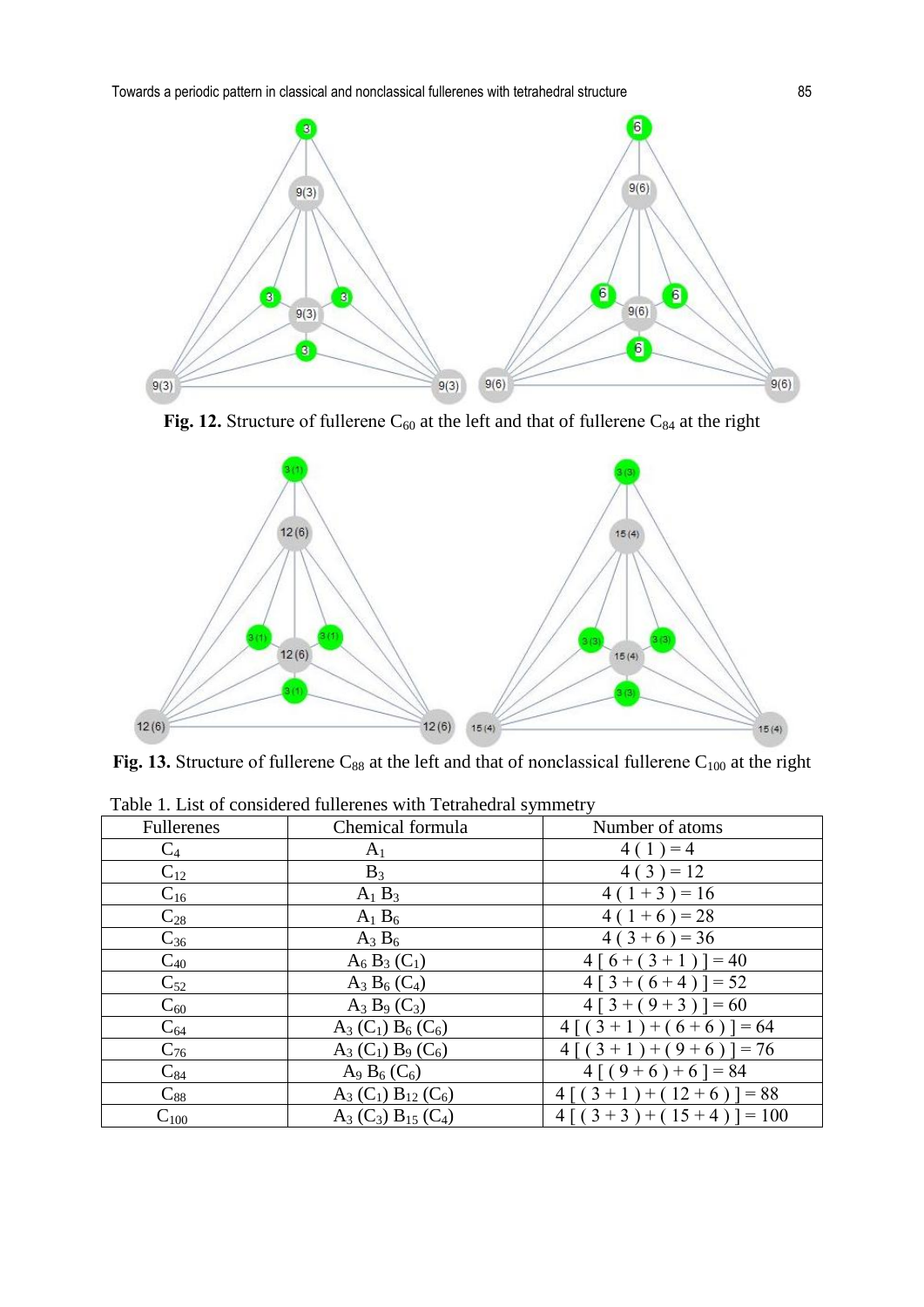**Fig. 12.** Structure of fullerene $C_{60}$ at the left and that of fullerene $C_{84}$ at the right

**Fig. 13.** Structure of fullerene $C_{88}$ at the left and that of nonclassical fullerene $C_{100}$ at the right

Table 1. List of considered fullerenes with Tetrahedral symmetry

| Fullerenes | Chemical formula | Number of atoms |
|---|---|---|
| $C_4$ | $A_1$ | $4(1) = 4$ |
| $C_{12}$ | $B_3$ | $4(3) = 12$ |
| $C_{16}$ | $A_1 B_3$ | $4(1+3) = 16$ |
| $C_{28}$ | $A_1 B_6$ | $4(1+6) = 28$ |
| $C_{36}$ | $A_3 B_6$ | $4(3+6) = 36$ |
| $C_{40}$ | $A_6 B_3 (C_1)$ | $4[6+(3+1)] = 40$ |
| $C_{52}$ | $A_3 B_6 (C_4)$ | $4[3+(6+4)] = 52$ |
| $C_{60}$ | $A_3 B_9 (C_3)$ | $4[3+(9+3)] = 60$ |
| $C_{64}$ | $A_3 (C_1) B_6 (C_6)$ | $4[(3+1)+(6+6)] = 64$ |
| $C_{76}$ | $A_3 (C_1) B_9 (C_6)$ | $4[(3+1)+(9+6)] = 76$ |
| $C_{84}$ | $A_9 B_6 (C_6)$ | $4[(9+6)+6] = 84$ |
| $C_{88}$ | $A_3 (C_1) B_{12} (C_6)$ | $4[(3+1)+(12+6)] = 88$ |
| $C_{100}$ | $A_3 (C_3) B_{15} (C_4)$ | $4[(3+3)+(15+4)] = 100$ |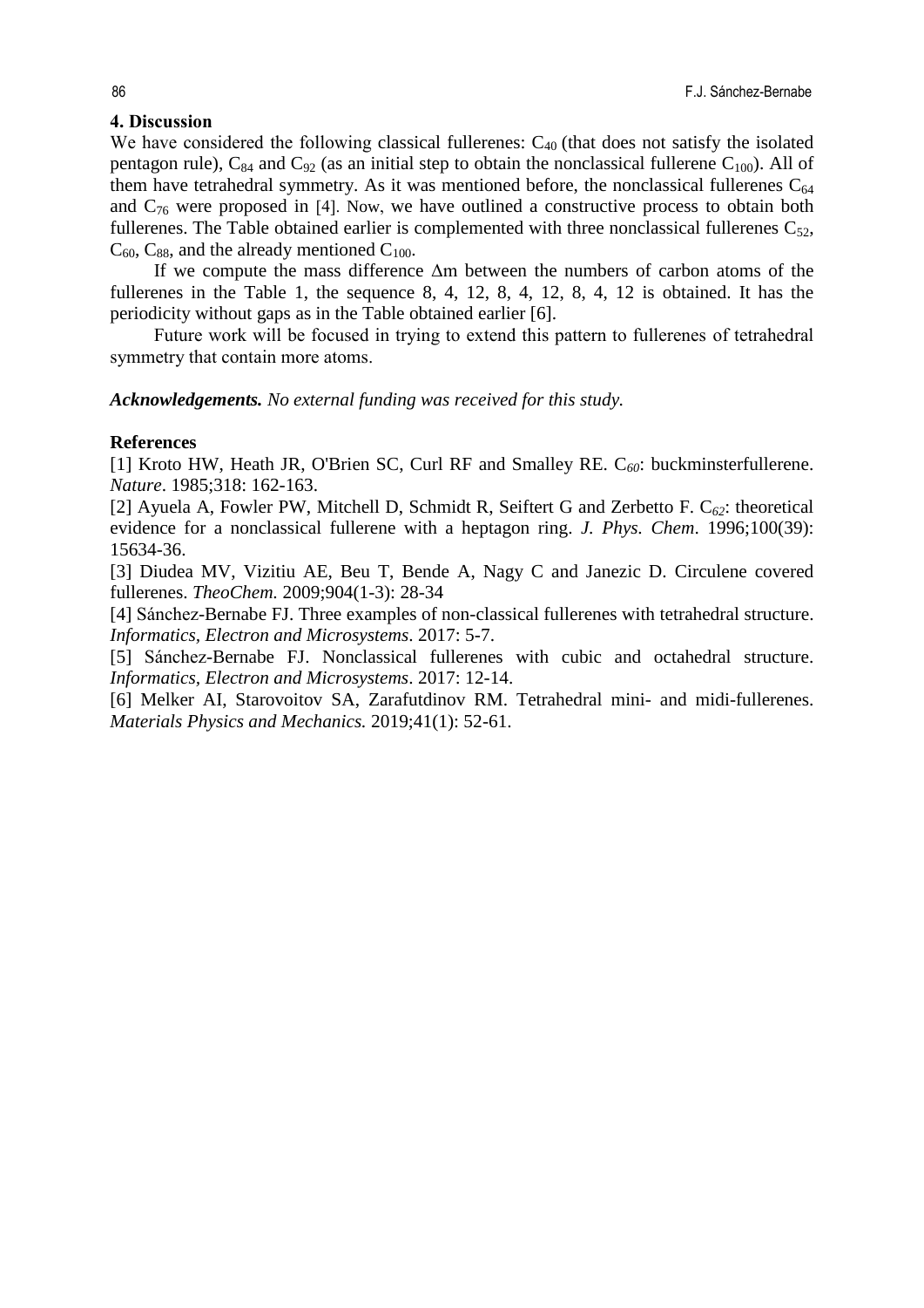### 4. Discussion

We have considered the following classical fullerenes: $C_{40}$ (that does not satisfy the isolated pentagon rule), $C_{84}$ and $C_{92}$ (as an initial step to obtain the nonclassical fullerene $C_{100}$). All of them have tetrahedral symmetry. As it was mentioned before, the nonclassical fullerenes $C_{64}$ and $C_{76}$ were proposed in [4]. Now, we have outlined a constructive process to obtain both fullerenes. The Table obtained earlier is complemented with three nonclassical fullerenes $C_{52}$, $C_{60}$, $C_{88}$, and the already mentioned $C_{100}$.

If we compute the mass difference $\Delta m$ between the numbers of carbon atoms of the fullerenes in the Table 1, the sequence 8, 4, 12, 8, 4, 12, 8, 4, 12 is obtained. It has the periodicity without gaps as in the Table obtained earlier [6].

Future work will be focused in trying to extend this pattern to fullerenes of tetrahedral symmetry that contain more atoms.

***Acknowledgements.*** *No external funding was received for this study.*

### References

[1] Kroto HW, Heath JR, O'Brien SC, Curl RF and Smalley RE. $C_{60}$: buckminsterfullerene. *Nature*. 1985;318: 162-163.

[2] Ayuela A, Fowler PW, Mitchell D, Schmidt R, Seiftert G and Zerbetto F. $C_{62}$: theoretical evidence for a nonclassical fullerene with a heptagon ring. *J. Phys. Chem*. 1996;100(39): 15634-36.

[3] Diudea MV, Vizitiu AE, Beu T, Bende A, Nagy C and Janezic D. Circulene covered fullerenes. *TheoChem.* 2009;904(1-3): 28-34

[4] Sánchez-Bernabe FJ. Three examples of non-classical fullerenes with tetrahedral structure. *Informatics, Electron and Microsystems*. 2017: 5-7.

[5] Sánchez-Bernabe FJ. Nonclassical fullerenes with cubic and octahedral structure. *Informatics, Electron and Microsystems*. 2017: 12-14.

[6] Melker AI, Starovoitov SA, Zarafutdinov RM. Tetrahedral mini- and midi-fullerenes. *Materials Physics and Mechanics.* 2019;41(1): 52-61.